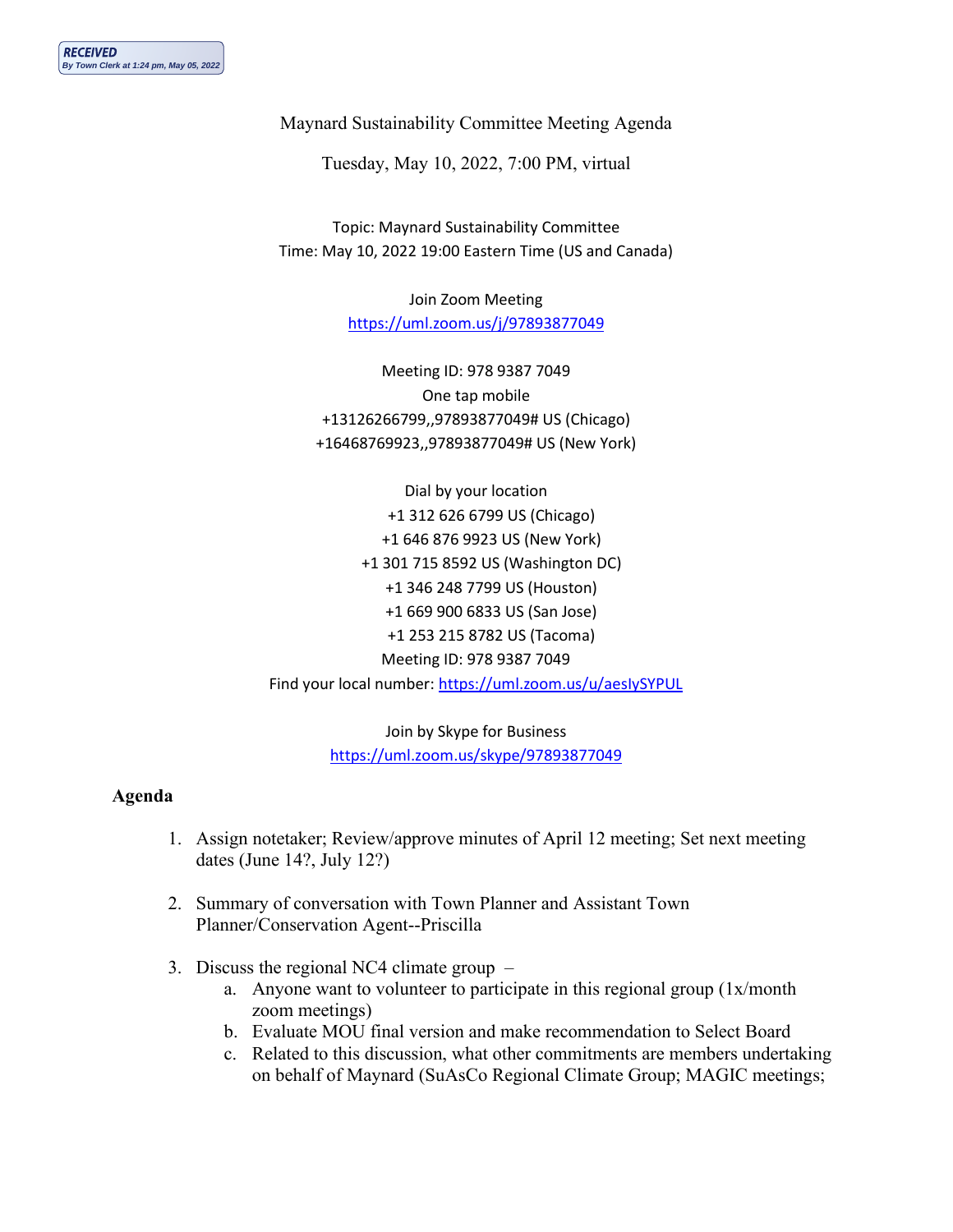RECEIVED
By Town Clerk at 1:24 pm, May 05, 2022

Maynard Sustainability Committee Meeting Agenda

Tuesday, May 10, 2022, 7:00 PM, virtual

Topic: Maynard Sustainability Committee
Time: May 10, 2022 19:00 Eastern Time (US and Canada)

Join Zoom Meeting
https://uml.zoom.us/j/97893877049

Meeting ID: 978 9387 7049
One tap mobile
+13126266799,,97893877049# US (Chicago)
+16468769923,,97893877049# US (New York)

Dial by your location
+1 312 626 6799 US (Chicago)
+1 646 876 9923 US (New York)
+1 301 715 8592 US (Washington DC)
+1 346 248 7799 US (Houston)
+1 669 900 6833 US (San Jose)
+1 253 215 8782 US (Tacoma)
Meeting ID: 978 9387 7049
Find your local number: https://uml.zoom.us/u/aeslySYPUL

Join by Skype for Business
https://uml.zoom.us/skype/97893877049

**Agenda**

1. Assign notetaker; Review/approve minutes of April 12 meeting; Set next meeting dates (June 14?, July 12?)

2. Summary of conversation with Town Planner and Assistant Town Planner/Conservation Agent--Priscilla

3. Discuss the regional NC4 climate group –
   a. Anyone want to volunteer to participate in this regional group (1x/month zoom meetings)
   b. Evaluate MOU final version and make recommendation to Select Board
   c. Related to this discussion, what other commitments are members undertaking on behalf of Maynard (SuAsCo Regional Climate Group; MAGIC meetings;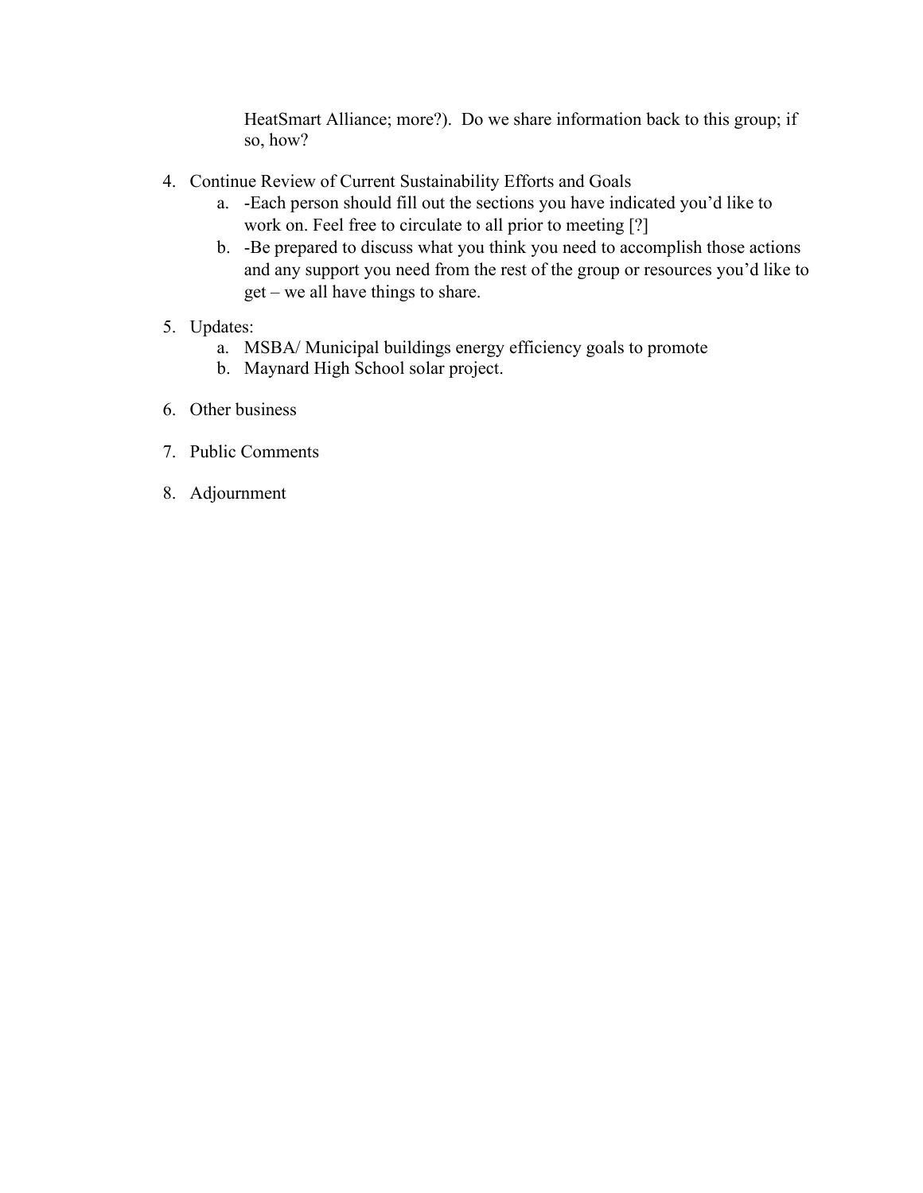HeatSmart Alliance; more?). Do we share information back to this group; if so, how?

4. Continue Review of Current Sustainability Efforts and Goals
   a. -Each person should fill out the sections you have indicated you'd like to work on. Feel free to circulate to all prior to meeting [?]
   b. -Be prepared to discuss what you think you need to accomplish those actions and any support you need from the rest of the group or resources you'd like to get – we all have things to share.

5. Updates:
   a. MSBA/ Municipal buildings energy efficiency goals to promote
   b. Maynard High School solar project.

6. Other business

7. Public Comments

8. Adjournment